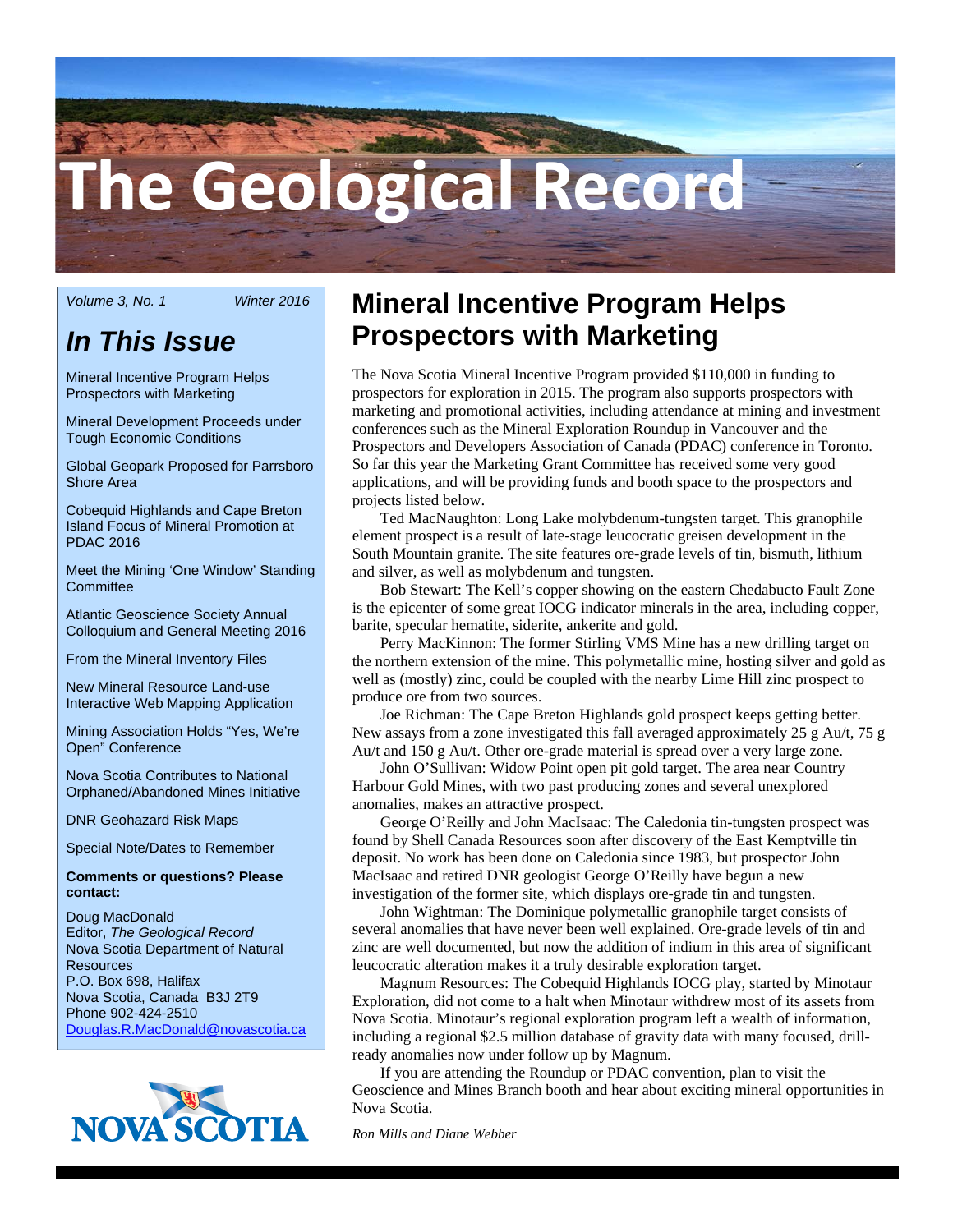# The Geological Record

*Volume 3, No. 1* *Winter 2016*

## *In This Issue*

Mineral Incentive Program Helps Prospectors with Marketing

Mineral Development Proceeds under Tough Economic Conditions

Global Geopark Proposed for Parrsboro Shore Area

Cobequid Highlands and Cape Breton Island Focus of Mineral Promotion at PDAC 2016

Meet the Mining 'One Window' Standing Committee

Atlantic Geoscience Society Annual Colloquium and General Meeting 2016

From the Mineral Inventory Files

New Mineral Resource Land-use Interactive Web Mapping Application

Mining Association Holds "Yes, We're Open" Conference

Nova Scotia Contributes to National Orphaned/Abandoned Mines Initiative

DNR Geohazard Risk Maps

Special Note/Dates to Remember

**Comments or questions? Please contact:**

Doug MacDonald
Editor, *The Geological Record*
Nova Scotia Department of Natural Resources
P.O. Box 698, Halifax
Nova Scotia, Canada B3J 2T9
Phone 902-424-2510
Douglas.R.MacDonald@novascotia.ca

NOVA SCOTIA

## Mineral Incentive Program Helps Prospectors with Marketing

The Nova Scotia Mineral Incentive Program provided $110,000 in funding to prospectors for exploration in 2015. The program also supports prospectors with marketing and promotional activities, including attendance at mining and investment conferences such as the Mineral Exploration Roundup in Vancouver and the Prospectors and Developers Association of Canada (PDAC) conference in Toronto. So far this year the Marketing Grant Committee has received some very good applications, and will be providing funds and booth space to the prospectors and projects listed below.

Ted MacNaughton: Long Lake molybdenum-tungsten target. This granophile element prospect is a result of late-stage leucocratic greisen development in the South Mountain granite. The site features ore-grade levels of tin, bismuth, lithium and silver, as well as molybdenum and tungsten.

Bob Stewart: The Kell's copper showing on the eastern Chedabucto Fault Zone is the epicenter of some great IOCG indicator minerals in the area, including copper, barite, specular hematite, siderite, ankerite and gold.

Perry MacKinnon: The former Stirling VMS Mine has a new drilling target on the northern extension of the mine. This polymetallic mine, hosting silver and gold as well as (mostly) zinc, could be coupled with the nearby Lime Hill zinc prospect to produce ore from two sources.

Joe Richman: The Cape Breton Highlands gold prospect keeps getting better. New assays from a zone investigated this fall averaged approximately 25 g Au/t, 75 g Au/t and 150 g Au/t. Other ore-grade material is spread over a very large zone.

John O'Sullivan: Widow Point open pit gold target. The area near Country Harbour Gold Mines, with two past producing zones and several unexplored anomalies, makes an attractive prospect.

George O'Reilly and John MacIsaac: The Caledonia tin-tungsten prospect was found by Shell Canada Resources soon after discovery of the East Kemptville tin deposit. No work has been done on Caledonia since 1983, but prospector John MacIsaac and retired DNR geologist George O'Reilly have begun a new investigation of the former site, which displays ore-grade tin and tungsten.

John Wightman: The Dominique polymetallic granophile target consists of several anomalies that have never been well explained. Ore-grade levels of tin and zinc are well documented, but now the addition of indium in this area of significant leucocratic alteration makes it a truly desirable exploration target.

Magnum Resources: The Cobequid Highlands IOCG play, started by Minotaur Exploration, did not come to a halt when Minotaur withdrew most of its assets from Nova Scotia. Minotaur's regional exploration program left a wealth of information, including a regional $2.5 million database of gravity data with many focused, drill-ready anomalies now under follow up by Magnum.

If you are attending the Roundup or PDAC convention, plan to visit the Geoscience and Mines Branch booth and hear about exciting mineral opportunities in Nova Scotia.

*Ron Mills and Diane Webber*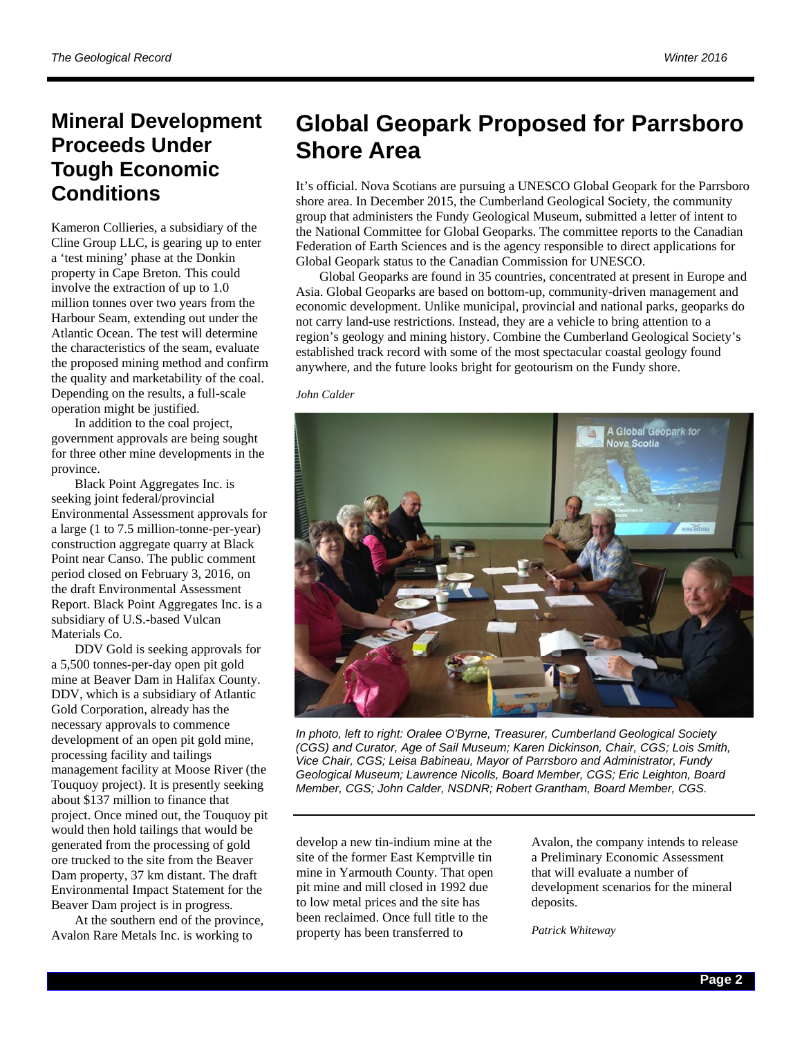## Mineral Development Proceeds Under Tough Economic Conditions

Kameron Collieries, a subsidiary of the Cline Group LLC, is gearing up to enter a 'test mining' phase at the Donkin property in Cape Breton. This could involve the extraction of up to 1.0 million tonnes over two years from the Harbour Seam, extending out under the Atlantic Ocean. The test will determine the characteristics of the seam, evaluate the proposed mining method and confirm the quality and marketability of the coal. Depending on the results, a full-scale operation might be justified.

In addition to the coal project, government approvals are being sought for three other mine developments in the province.

Black Point Aggregates Inc. is seeking joint federal/provincial Environmental Assessment approvals for a large (1 to 7.5 million-tonne-per-year) construction aggregate quarry at Black Point near Canso. The public comment period closed on February 3, 2016, on the draft Environmental Assessment Report. Black Point Aggregates Inc. is a subsidiary of U.S.-based Vulcan Materials Co.

DDV Gold is seeking approvals for a 5,500 tonnes-per-day open pit gold mine at Beaver Dam in Halifax County. DDV, which is a subsidiary of Atlantic Gold Corporation, already has the necessary approvals to commence development of an open pit gold mine, processing facility and tailings management facility at Moose River (the Touquoy project). It is presently seeking about $137 million to finance that project. Once mined out, the Touquoy pit would then hold tailings that would be generated from the processing of gold ore trucked to the site from the Beaver Dam property, 37 km distant. The draft Environmental Impact Statement for the Beaver Dam project is in progress.

At the southern end of the province, Avalon Rare Metals Inc. is working to develop a new tin-indium mine at the site of the former East Kemptville tin mine in Yarmouth County. That open pit mine and mill closed in 1992 due to low metal prices and the site has been reclaimed. Once full title to the property has been transferred to Avalon, the company intends to release a Preliminary Economic Assessment that will evaluate a number of development scenarios for the mineral deposits.

*Patrick Whiteway*

## Global Geopark Proposed for Parrsboro Shore Area

It's official. Nova Scotians are pursuing a UNESCO Global Geopark for the Parrsboro shore area. In December 2015, the Cumberland Geological Society, the community group that administers the Fundy Geological Museum, submitted a letter of intent to the National Committee for Global Geoparks. The committee reports to the Canadian Federation of Earth Sciences and is the agency responsible to direct applications for Global Geopark status to the Canadian Commission for UNESCO.

Global Geoparks are found in 35 countries, concentrated at present in Europe and Asia. Global Geoparks are based on bottom-up, community-driven management and economic development. Unlike municipal, provincial and national parks, geoparks do not carry land-use restrictions. Instead, they are a vehicle to bring attention to a region's geology and mining history. Combine the Cumberland Geological Society's established track record with some of the most spectacular coastal geology found anywhere, and the future looks bright for geotourism on the Fundy shore.

*John Calder*

*In photo, left to right: Oralee O'Byrne, Treasurer, Cumberland Geological Society (CGS) and Curator, Age of Sail Museum; Karen Dickinson, Chair, CGS; Lois Smith, Vice Chair, CGS; Leisa Babineau, Mayor of Parrsboro and Administrator, Fundy Geological Museum; Lawrence Nicolls, Board Member, CGS; Eric Leighton, Board Member, CGS; John Calder, NSDNR; Robert Grantham, Board Member, CGS.*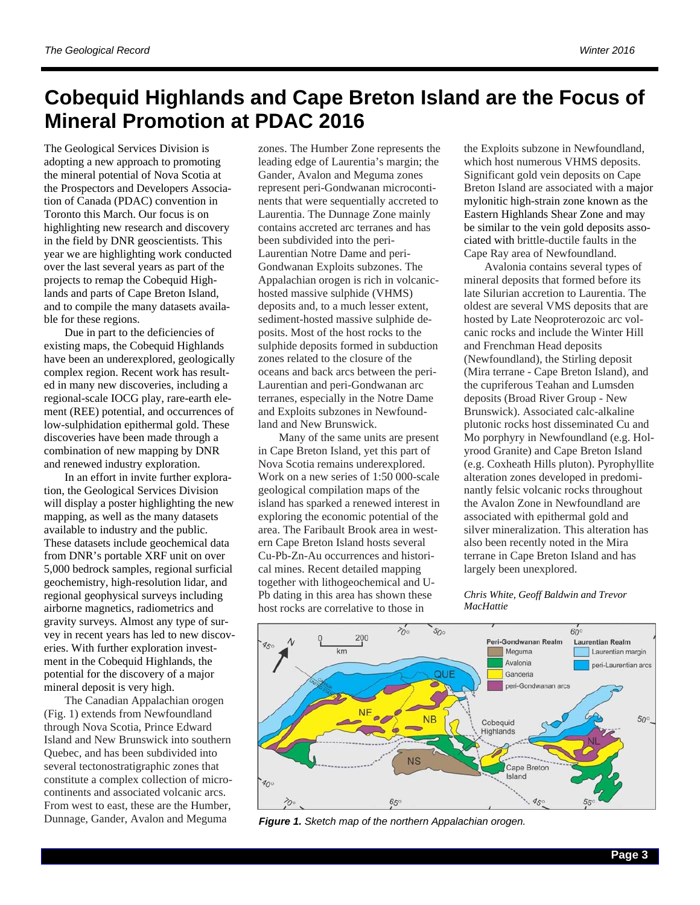# Cobequid Highlands and Cape Breton Island are the Focus of Mineral Promotion at PDAC 2016

The Geological Services Division is adopting a new approach to promoting the mineral potential of Nova Scotia at the Prospectors and Developers Association of Canada (PDAC) convention in Toronto this March. Our focus is on highlighting new research and discovery in the field by DNR geoscientists. This year we are highlighting work conducted over the last several years as part of the projects to remap the Cobequid Highlands and parts of Cape Breton Island, and to compile the many datasets available for these regions.

Due in part to the deficiencies of existing maps, the Cobequid Highlands have been an underexplored, geologically complex region. Recent work has resulted in many new discoveries, including a regional-scale IOCG play, rare-earth element (REE) potential, and occurrences of low-sulphidation epithermal gold. These discoveries have been made through a combination of new mapping by DNR and renewed industry exploration.

In an effort in invite further exploration, the Geological Services Division will display a poster highlighting the new mapping, as well as the many datasets available to industry and the public. These datasets include geochemical data from DNR's portable XRF unit on over 5,000 bedrock samples, regional surficial geochemistry, high-resolution lidar, and regional geophysical surveys including airborne magnetics, radiometrics and gravity surveys. Almost any type of survey in recent years has led to new discoveries. With further exploration investment in the Cobequid Highlands, the potential for the discovery of a major mineral deposit is very high.

The Canadian Appalachian orogen (Fig. 1) extends from Newfoundland through Nova Scotia, Prince Edward Island and New Brunswick into southern Quebec, and has been subdivided into several tectonostratigraphic zones that constitute a complex collection of microcontinents and associated volcanic arcs. From west to east, these are the Humber, Dunnage, Gander, Avalon and Meguma zones. The Humber Zone represents the leading edge of Laurentia's margin; the Gander, Avalon and Meguma zones represent peri-Gondwanan microcontinents that were sequentially accreted to Laurentia. The Dunnage Zone mainly contains accreted arc terranes and has been subdivided into the peri-Laurentian Notre Dame and peri-Gondwanan Exploits subzones. The Appalachian orogen is rich in volcanic-hosted massive sulphide (VHMS) deposits and, to a much lesser extent, sediment-hosted massive sulphide deposits. Most of the host rocks to the sulphide deposits formed in subduction zones related to the closure of the oceans and back arcs between the peri-Laurentian and peri-Gondwanan arc terranes, especially in the Notre Dame and Exploits subzones in Newfoundland and New Brunswick.

Many of the same units are present in Cape Breton Island, yet this part of Nova Scotia remains underexplored. Work on a new series of 1:50 000-scale geological compilation maps of the island has sparked a renewed interest in exploring the economic potential of the area. The Faribault Brook area in western Cape Breton Island hosts several Cu-Pb-Zn-Au occurrences and historical mines. Recent detailed mapping together with lithogeochemical and U-Pb dating in this area has shown these host rocks are correlative to those in the Exploits subzone in Newfoundland, which host numerous VHMS deposits. Significant gold vein deposits on Cape Breton Island are associated with a major mylonitic high-strain zone known as the Eastern Highlands Shear Zone and may be similar to the vein gold deposits associated with brittle-ductile faults in the Cape Ray area of Newfoundland.

Avalonia contains several types of mineral deposits that formed before its late Silurian accretion to Laurentia. The oldest are several VMS deposits that are hosted by Late Neoproterozoic arc volcanic rocks and include the Winter Hill and Frenchman Head deposits (Newfoundland), the Stirling deposit (Mira terrane - Cape Breton Island), and the cupriferous Teahan and Lumsden deposits (Broad River Group - New Brunswick). Associated calc-alkaline plutonic rocks host disseminated Cu and Mo porphyry in Newfoundland (e.g. Holyrood Granite) and Cape Breton Island (e.g. Coxheath Hills pluton). Pyrophyllite alteration zones developed in predominantly felsic volcanic rocks throughout the Avalon Zone in Newfoundland are associated with epithermal gold and silver mineralization. This alteration has also been recently noted in the Mira terrane in Cape Breton Island and has largely been unexplored.

*Chris White, Geoff Baldwin and Trevor MacHattie*

***Figure 1.*** *Sketch map of the northern Appalachian orogen.*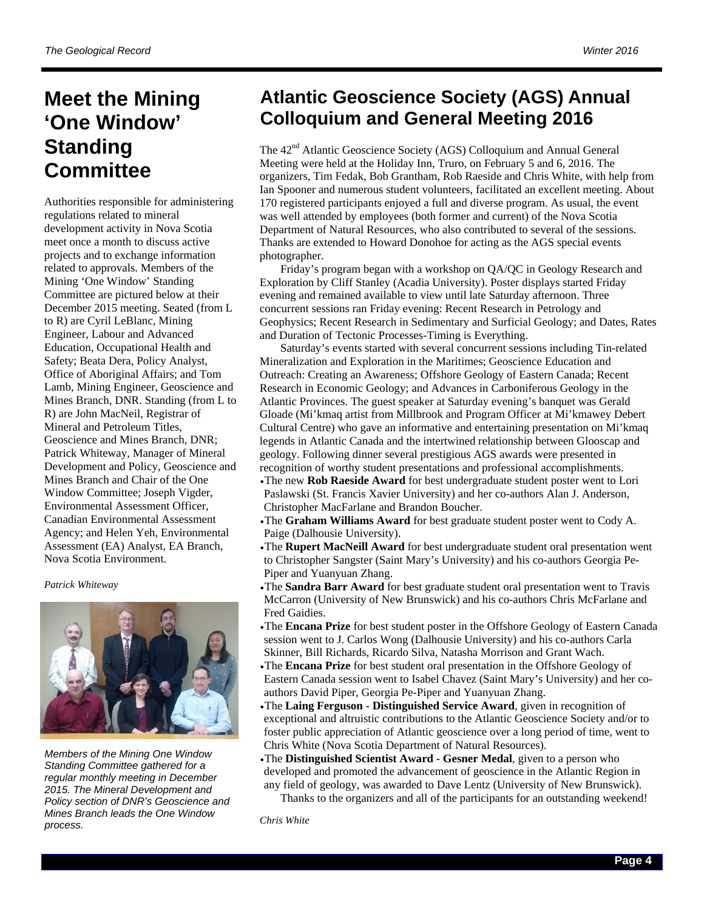# Meet the Mining 'One Window' Standing Committee

Authorities responsible for administering regulations related to mineral development activity in Nova Scotia meet once a month to discuss active projects and to exchange information related to approvals. Members of the Mining 'One Window' Standing Committee are pictured below at their December 2015 meeting. Seated (from L to R) are Cyril LeBlanc, Mining Engineer, Labour and Advanced Education, Occupational Health and Safety; Beata Dera, Policy Analyst, Office of Aboriginal Affairs; and Tom Lamb, Mining Engineer, Geoscience and Mines Branch, DNR. Standing (from L to R) are John MacNeil, Registrar of Mineral and Petroleum Titles, Geoscience and Mines Branch, DNR; Patrick Whiteway, Manager of Mineral Development and Policy, Geoscience and Mines Branch and Chair of the One Window Committee; Joseph Vigder, Environmental Assessment Officer, Canadian Environmental Assessment Agency; and Helen Yeh, Environmental Assessment (EA) Analyst, EA Branch, Nova Scotia Environment.

*Patrick Whiteway*

*Members of the Mining One Window Standing Committee gathered for a regular monthly meeting in December 2015. The Mineral Development and Policy section of DNR's Geoscience and Mines Branch leads the One Window process.*

# Atlantic Geoscience Society (AGS) Annual Colloquium and General Meeting 2016

The 42nd Atlantic Geoscience Society (AGS) Colloquium and Annual General Meeting were held at the Holiday Inn, Truro, on February 5 and 6, 2016. The organizers, Tim Fedak, Bob Grantham, Rob Raeside and Chris White, with help from Ian Spooner and numerous student volunteers, facilitated an excellent meeting. About 170 registered participants enjoyed a full and diverse program. As usual, the event was well attended by employees (both former and current) of the Nova Scotia Department of Natural Resources, who also contributed to several of the sessions. Thanks are extended to Howard Donohoe for acting as the AGS special events photographer.

Friday's program began with a workshop on QA/QC in Geology Research and Exploration by Cliff Stanley (Acadia University). Poster displays started Friday evening and remained available to view until late Saturday afternoon. Three concurrent sessions ran Friday evening: Recent Research in Petrology and Geophysics; Recent Research in Sedimentary and Surficial Geology; and Dates, Rates and Duration of Tectonic Processes-Timing is Everything.

Saturday's events started with several concurrent sessions including Tin-related Mineralization and Exploration in the Maritimes; Geoscience Education and Outreach: Creating an Awareness; Offshore Geology of Eastern Canada; Recent Research in Economic Geology; and Advances in Carboniferous Geology in the Atlantic Provinces. The guest speaker at Saturday evening's banquet was Gerald Gloade (Mi'kmaq artist from Millbrook and Program Officer at Mi'kmawey Debert Cultural Centre) who gave an informative and entertaining presentation on Mi'kmaq legends in Atlantic Canada and the intertwined relationship between Glooscap and geology. Following dinner several prestigious AGS awards were presented in recognition of worthy student presentations and professional accomplishments.

- The new **Rob Raeside Award** for best undergraduate student poster went to Lori Paslawski (St. Francis Xavier University) and her co-authors Alan J. Anderson, Christopher MacFarlane and Brandon Boucher.
- The **Graham Williams Award** for best graduate student poster went to Cody A. Paige (Dalhousie University).
- The **Rupert MacNeill Award** for best undergraduate student oral presentation went to Christopher Sangster (Saint Mary's University) and his co-authors Georgia Pe-Piper and Yuanyuan Zhang.
- The **Sandra Barr Award** for best graduate student oral presentation went to Travis McCarron (University of New Brunswick) and his co-authors Chris McFarlane and Fred Gaidies.
- The **Encana Prize** for best student poster in the Offshore Geology of Eastern Canada session went to J. Carlos Wong (Dalhousie University) and his co-authors Carla Skinner, Bill Richards, Ricardo Silva, Natasha Morrison and Grant Wach.
- The **Encana Prize** for best student oral presentation in the Offshore Geology of Eastern Canada session went to Isabel Chavez (Saint Mary's University) and her co-authors David Piper, Georgia Pe-Piper and Yuanyuan Zhang.
- The **Laing Ferguson - Distinguished Service Award**, given in recognition of exceptional and altruistic contributions to the Atlantic Geoscience Society and/or to foster public appreciation of Atlantic geoscience over a long period of time, went to Chris White (Nova Scotia Department of Natural Resources).
- The **Distinguished Scientist Award - Gesner Medal**, given to a person who developed and promoted the advancement of geoscience in the Atlantic Region in any field of geology, was awarded to Dave Lentz (University of New Brunswick).

Thanks to the organizers and all of the participants for an outstanding weekend!

*Chris White*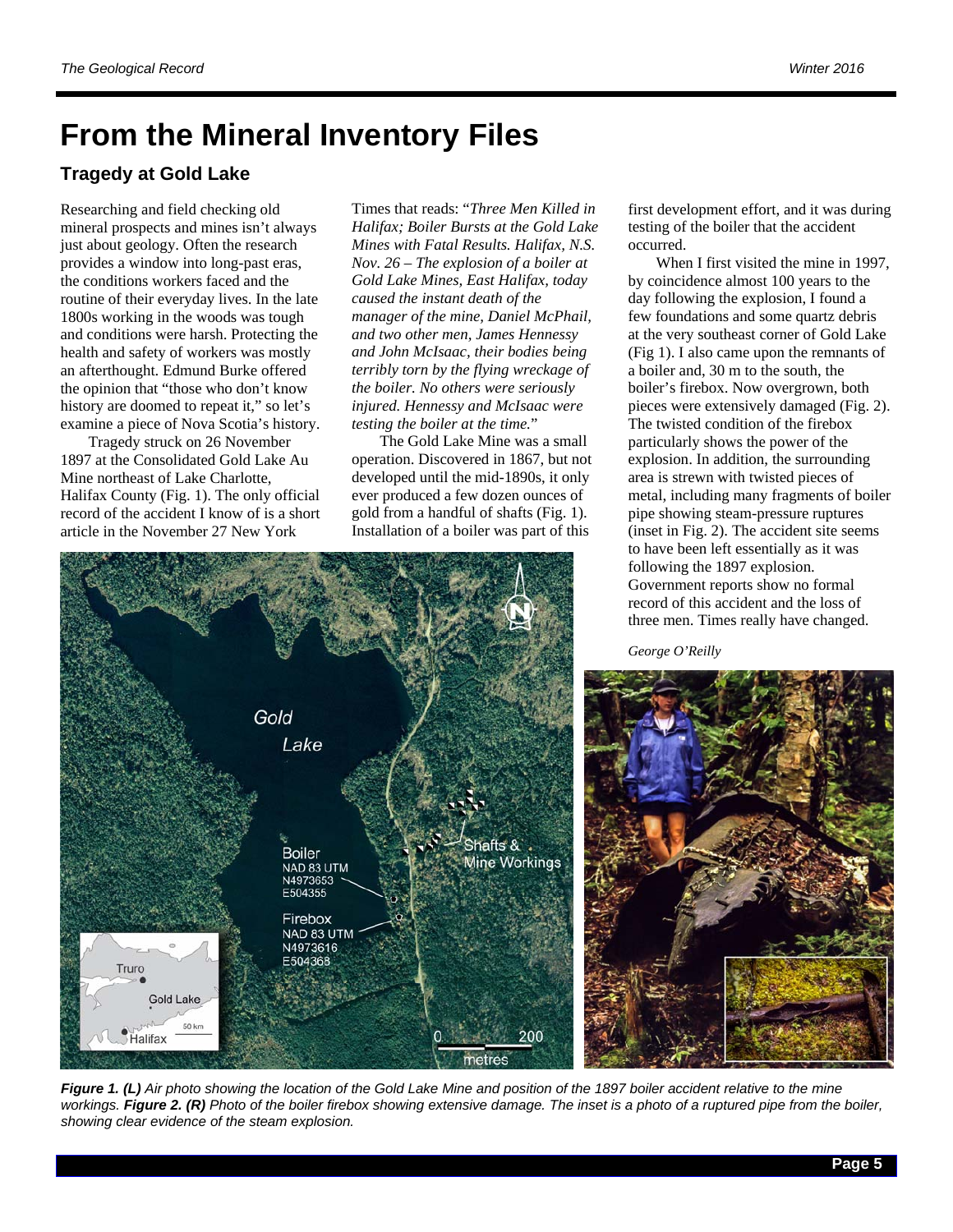# From the Mineral Inventory Files

## Tragedy at Gold Lake

Researching and field checking old mineral prospects and mines isn't always just about geology. Often the research provides a window into long-past eras, the conditions workers faced and the routine of their everyday lives. In the late 1800s working in the woods was tough and conditions were harsh. Protecting the health and safety of workers was mostly an afterthought. Edmund Burke offered the opinion that "those who don't know history are doomed to repeat it," so let's examine a piece of Nova Scotia's history.

Tragedy struck on 26 November 1897 at the Consolidated Gold Lake Au Mine northeast of Lake Charlotte, Halifax County (Fig. 1). The only official record of the accident I know of is a short article in the November 27 New York Times that reads: "*Three Men Killed in Halifax; Boiler Bursts at the Gold Lake Mines with Fatal Results. Halifax, N.S. Nov. 26 – The explosion of a boiler at Gold Lake Mines, East Halifax, today caused the instant death of the manager of the mine, Daniel McPhail, and two other men, James Hennessy and John McIsaac, their bodies being terribly torn by the flying wreckage of the boiler. No others were seriously injured. Hennessy and McIsaac were testing the boiler at the time.*"

The Gold Lake Mine was a small operation. Discovered in 1867, but not developed until the mid-1890s, it only ever produced a few dozen ounces of gold from a handful of shafts (Fig. 1). Installation of a boiler was part of this first development effort, and it was during testing of the boiler that the accident occurred.

When I first visited the mine in 1997, by coincidence almost 100 years to the day following the explosion, I found a few foundations and some quartz debris at the very southeast corner of Gold Lake (Fig 1). I also came upon the remnants of a boiler and, 30 m to the south, the boiler's firebox. Now overgrown, both pieces were extensively damaged (Fig. 2). The twisted condition of the firebox particularly shows the power of the explosion. In addition, the surrounding area is strewn with twisted pieces of metal, including many fragments of boiler pipe showing steam-pressure ruptures (inset in Fig. 2). The accident site seems to have been left essentially as it was following the 1897 explosion. Government reports show no formal record of this accident and the loss of three men. Times really have changed.

*George O'Reilly*

***Figure 1. (L)*** *Air photo showing the location of the Gold Lake Mine and position of the 1897 boiler accident relative to the mine workings.* ***Figure 2. (R)*** *Photo of the boiler firebox showing extensive damage. The inset is a photo of a ruptured pipe from the boiler, showing clear evidence of the steam explosion.*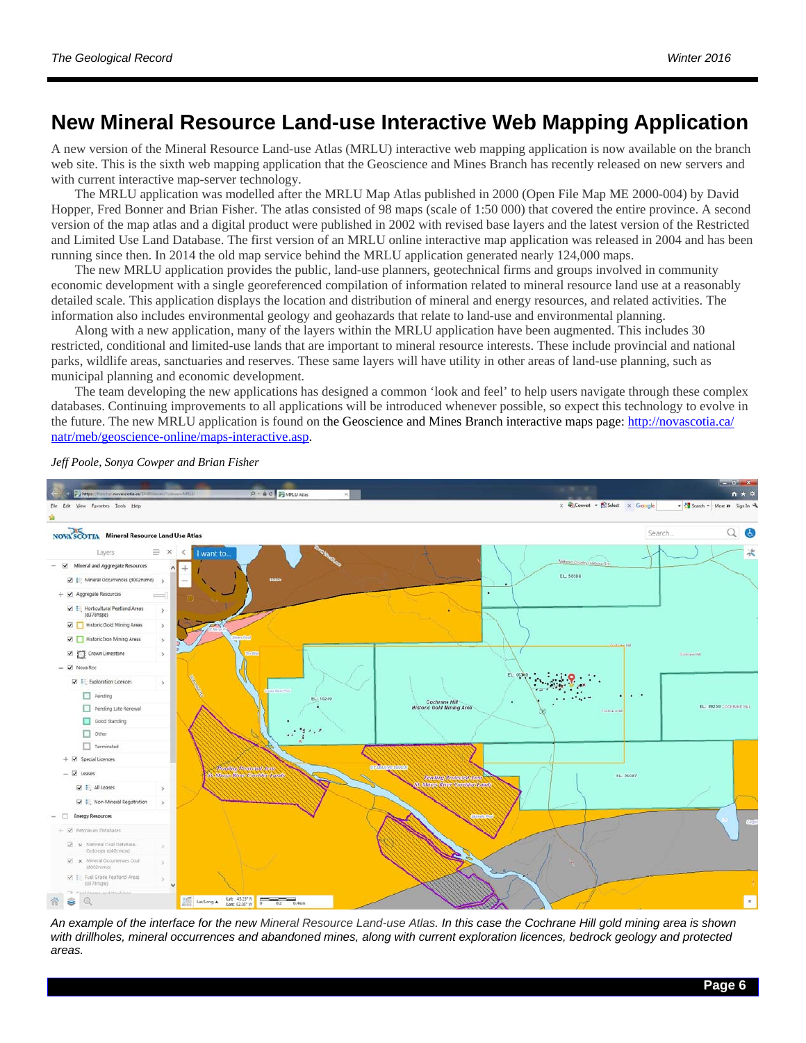# New Mineral Resource Land-use Interactive Web Mapping Application

A new version of the Mineral Resource Land-use Atlas (MRLU) interactive web mapping application is now available on the branch web site. This is the sixth web mapping application that the Geoscience and Mines Branch has recently released on new servers and with current interactive map-server technology.

The MRLU application was modelled after the MRLU Map Atlas published in 2000 (Open File Map ME 2000-004) by David Hopper, Fred Bonner and Brian Fisher. The atlas consisted of 98 maps (scale of 1:50 000) that covered the entire province. A second version of the map atlas and a digital product were published in 2002 with revised base layers and the latest version of the Restricted and Limited Use Land Database. The first version of an MRLU online interactive map application was released in 2004 and has been running since then. In 2014 the old map service behind the MRLU application generated nearly 124,000 maps.

The new MRLU application provides the public, land-use planners, geotechnical firms and groups involved in community economic development with a single georeferenced compilation of information related to mineral resource land use at a reasonably detailed scale. This application displays the location and distribution of mineral and energy resources, and related activities. The information also includes environmental geology and geohazards that relate to land-use and environmental planning.

Along with a new application, many of the layers within the MRLU application have been augmented. This includes 30 restricted, conditional and limited-use lands that are important to mineral resource interests. These include provincial and national parks, wildlife areas, sanctuaries and reserves. These same layers will have utility in other areas of land-use planning, such as municipal planning and economic development.

The team developing the new applications has designed a common 'look and feel' to help users navigate through these complex databases. Continuing improvements to all applications will be introduced whenever possible, so expect this technology to evolve in the future. The new MRLU application is found on the Geoscience and Mines Branch interactive maps page: http://novascotia.ca/natr/meb/geoscience-online/maps-interactive.asp.

*Jeff Poole, Sonya Cowper and Brian Fisher*

*An example of the interface for the new Mineral Resource Land-use Atlas. In this case the Cochrane Hill gold mining area is shown with drillholes, mineral occurrences and abandoned mines, along with current exploration licences, bedrock geology and protected areas.*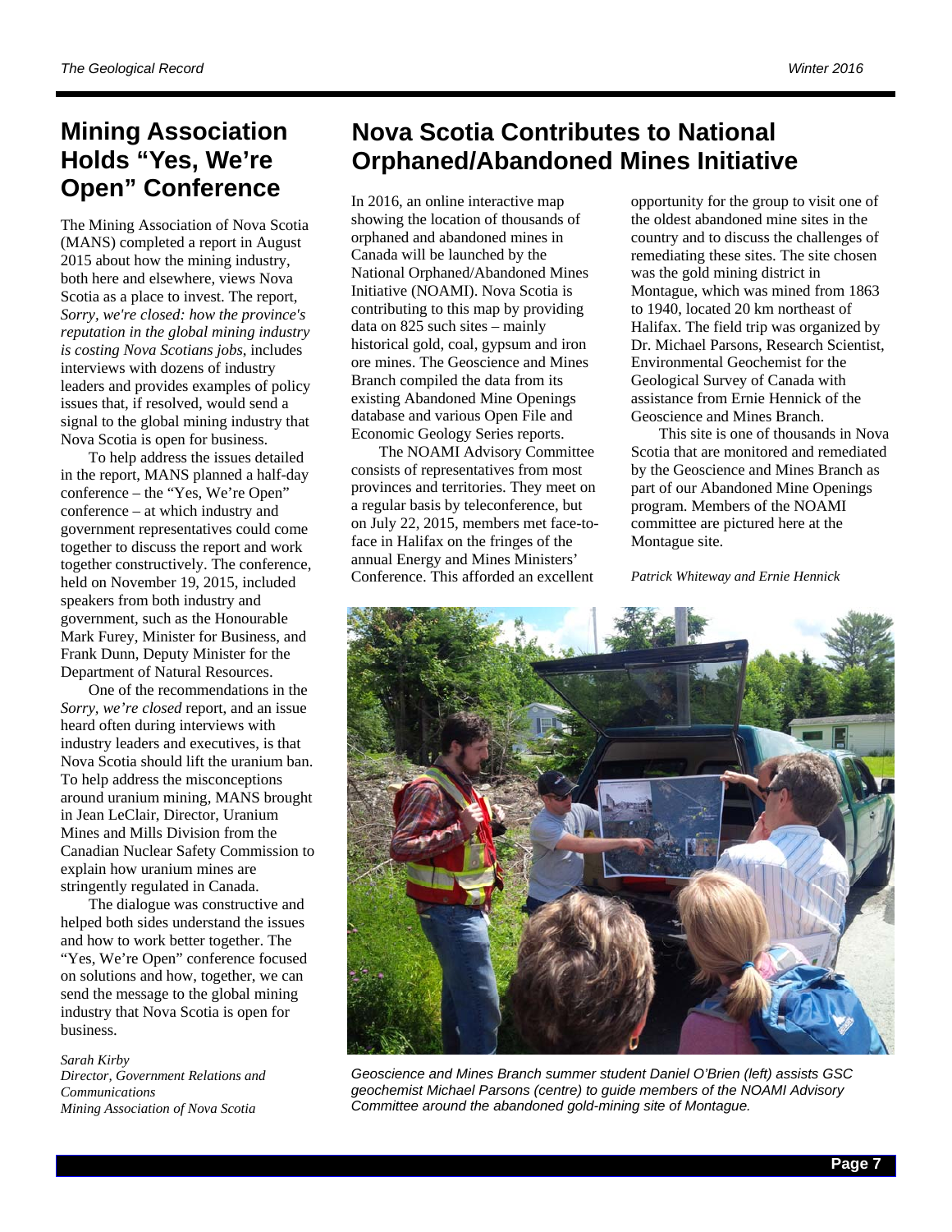## Mining Association Holds "Yes, We're Open" Conference

The Mining Association of Nova Scotia (MANS) completed a report in August 2015 about how the mining industry, both here and elsewhere, views Nova Scotia as a place to invest. The report, *Sorry, we're closed: how the province's reputation in the global mining industry is costing Nova Scotians jobs*, includes interviews with dozens of industry leaders and provides examples of policy issues that, if resolved, would send a signal to the global mining industry that Nova Scotia is open for business.

To help address the issues detailed in the report, MANS planned a half-day conference – the "Yes, We're Open" conference – at which industry and government representatives could come together to discuss the report and work together constructively. The conference, held on November 19, 2015, included speakers from both industry and government, such as the Honourable Mark Furey, Minister for Business, and Frank Dunn, Deputy Minister for the Department of Natural Resources.

One of the recommendations in the *Sorry, we're closed* report, and an issue heard often during interviews with industry leaders and executives, is that Nova Scotia should lift the uranium ban. To help address the misconceptions around uranium mining, MANS brought in Jean LeClair, Director, Uranium Mines and Mills Division from the Canadian Nuclear Safety Commission to explain how uranium mines are stringently regulated in Canada.

The dialogue was constructive and helped both sides understand the issues and how to work better together. The "Yes, We're Open" conference focused on solutions and how, together, we can send the message to the global mining industry that Nova Scotia is open for business.

*Sarah Kirby*
*Director, Government Relations and Communications*
*Mining Association of Nova Scotia*

## Nova Scotia Contributes to National Orphaned/Abandoned Mines Initiative

In 2016, an online interactive map showing the location of thousands of orphaned and abandoned mines in Canada will be launched by the National Orphaned/Abandoned Mines Initiative (NOAMI). Nova Scotia is contributing to this map by providing data on 825 such sites – mainly historical gold, coal, gypsum and iron ore mines. The Geoscience and Mines Branch compiled the data from its existing Abandoned Mine Openings database and various Open File and Economic Geology Series reports.

The NOAMI Advisory Committee consists of representatives from most provinces and territories. They meet on a regular basis by teleconference, but on July 22, 2015, members met face-to-face in Halifax on the fringes of the annual Energy and Mines Ministers' Conference. This afforded an excellent opportunity for the group to visit one of the oldest abandoned mine sites in the country and to discuss the challenges of remediating these sites. The site chosen was the gold mining district in Montague, which was mined from 1863 to 1940, located 20 km northeast of Halifax. The field trip was organized by Dr. Michael Parsons, Research Scientist, Environmental Geochemist for the Geological Survey of Canada with assistance from Ernie Hennick of the Geoscience and Mines Branch.

This site is one of thousands in Nova Scotia that are monitored and remediated by the Geoscience and Mines Branch as part of our Abandoned Mine Openings program. Members of the NOAMI committee are pictured here at the Montague site.

*Patrick Whiteway and Ernie Hennick*

*Geoscience and Mines Branch summer student Daniel O'Brien (left) assists GSC geochemist Michael Parsons (centre) to guide members of the NOAMI Advisory Committee around the abandoned gold-mining site of Montague.*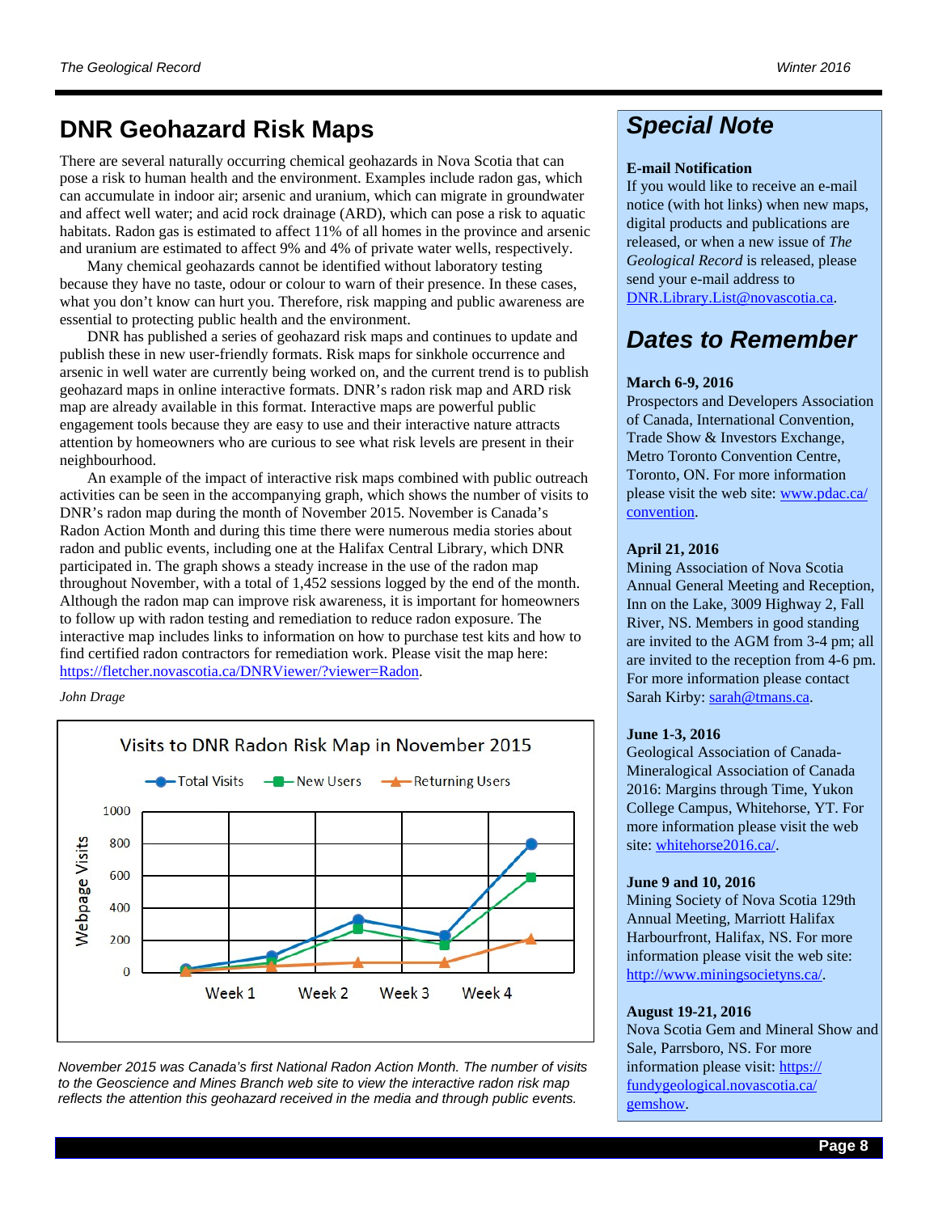# DNR Geohazard Risk Maps

There are several naturally occurring chemical geohazards in Nova Scotia that can pose a risk to human health and the environment. Examples include radon gas, which can accumulate in indoor air; arsenic and uranium, which can migrate in groundwater and affect well water; and acid rock drainage (ARD), which can pose a risk to aquatic habitats. Radon gas is estimated to affect 11% of all homes in the province and arsenic and uranium are estimated to affect 9% and 4% of private water wells, respectively.

Many chemical geohazards cannot be identified without laboratory testing because they have no taste, odour or colour to warn of their presence. In these cases, what you don't know can hurt you. Therefore, risk mapping and public awareness are essential to protecting public health and the environment.

DNR has published a series of geohazard risk maps and continues to update and publish these in new user-friendly formats. Risk maps for sinkhole occurrence and arsenic in well water are currently being worked on, and the current trend is to publish geohazard maps in online interactive formats. DNR's radon risk map and ARD risk map are already available in this format. Interactive maps are powerful public engagement tools because they are easy to use and their interactive nature attracts attention by homeowners who are curious to see what risk levels are present in their neighbourhood.

An example of the impact of interactive risk maps combined with public outreach activities can be seen in the accompanying graph, which shows the number of visits to DNR's radon map during the month of November 2015. November is Canada's Radon Action Month and during this time there were numerous media stories about radon and public events, including one at the Halifax Central Library, which DNR participated in. The graph shows a steady increase in the use of the radon map throughout November, with a total of 1,452 sessions logged by the end of the month. Although the radon map can improve risk awareness, it is important for homeowners to follow up with radon testing and remediation to reduce radon exposure. The interactive map includes links to information on how to purchase test kits and how to find certified radon contractors for remediation work. Please visit the map here: https://fletcher.novascotia.ca/DNRViewer/?viewer=Radon.

*John Drage*

Visits to DNR Radon Risk Map in November 2015

Total Visits
New Users
Returning Users

Webpage Visits

1000
800
600
400
200
0

Week 1
Week 2
Week 3
Week 4

*November 2015 was Canada's first National Radon Action Month. The number of visits to the Geoscience and Mines Branch web site to view the interactive radon risk map reflects the attention this geohazard received in the media and through public events.*

## Special Note

**E-mail Notification**

If you would like to receive an e-mail notice (with hot links) when new maps, digital products and publications are released, or when a new issue of *The Geological Record* is released, please send your e-mail address to DNR.Library.List@novascotia.ca.

## Dates to Remember

**March 6-9, 2016**

Prospectors and Developers Association of Canada, International Convention, Trade Show & Investors Exchange, Metro Toronto Convention Centre, Toronto, ON. For more information please visit the web site: www.pdac.ca/convention.

**April 21, 2016**

Mining Association of Nova Scotia Annual General Meeting and Reception, Inn on the Lake, 3009 Highway 2, Fall River, NS. Members in good standing are invited to the AGM from 3-4 pm; all are invited to the reception from 4-6 pm. For more information please contact Sarah Kirby: sarah@tmans.ca.

**June 1-3, 2016**

Geological Association of Canada-Mineralogical Association of Canada 2016: Margins through Time, Yukon College Campus, Whitehorse, YT. For more information please visit the web site: whitehorse2016.ca/.

**June 9 and 10, 2016**

Mining Society of Nova Scotia 129th Annual Meeting, Marriott Halifax Harbourfront, Halifax, NS. For more information please visit the web site: http://www.miningsocietyns.ca/.

**August 19-21, 2016**

Nova Scotia Gem and Mineral Show and Sale, Parrsboro, NS. For more information please visit: https://fundygeological.novascotia.ca/gemshow.